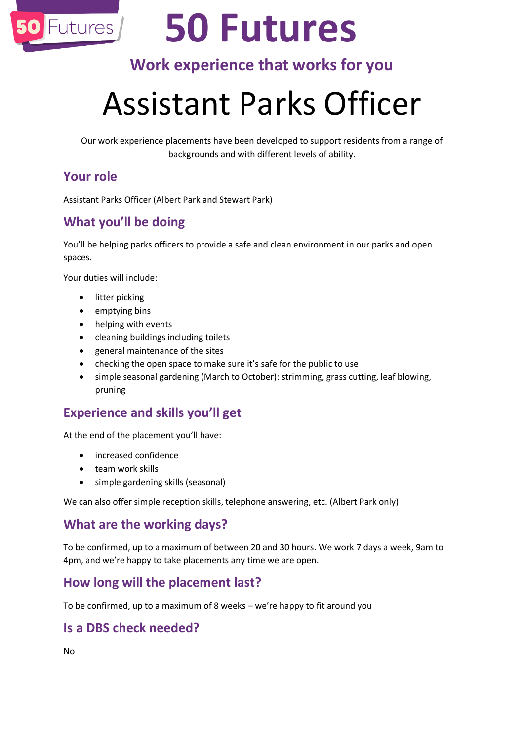# 50 Futures

## Work experience that works for you

# Assistant Parks Officer

Our work experience placements have been developed to support residents from a range of backgrounds and with different levels of ability.

## Your role

Assistant Parks Officer (Albert Park and Stewart Park)

## What you'll be doing

You'll be helping parks officers to provide a safe and clean environment in our parks and open spaces.

Your duties will include:

- litter picking
- emptying bins
- helping with events
- cleaning buildings including toilets
- general maintenance of the sites
- checking the open space to make sure it's safe for the public to use
- simple seasonal gardening (March to October): strimming, grass cutting, leaf blowing, pruning

## Experience and skills you'll get

At the end of the placement you'll have:

- increased confidence
- team work skills
- simple gardening skills (seasonal)

We can also offer simple reception skills, telephone answering, etc. (Albert Park only)

## What are the working days?

To be confirmed, up to a maximum of between 20 and 30 hours. We work 7 days a week, 9am to 4pm, and we're happy to take placements any time we are open.

## How long will the placement last?

To be confirmed, up to a maximum of 8 weeks – we're happy to fit around you

## Is a DBS check needed?

No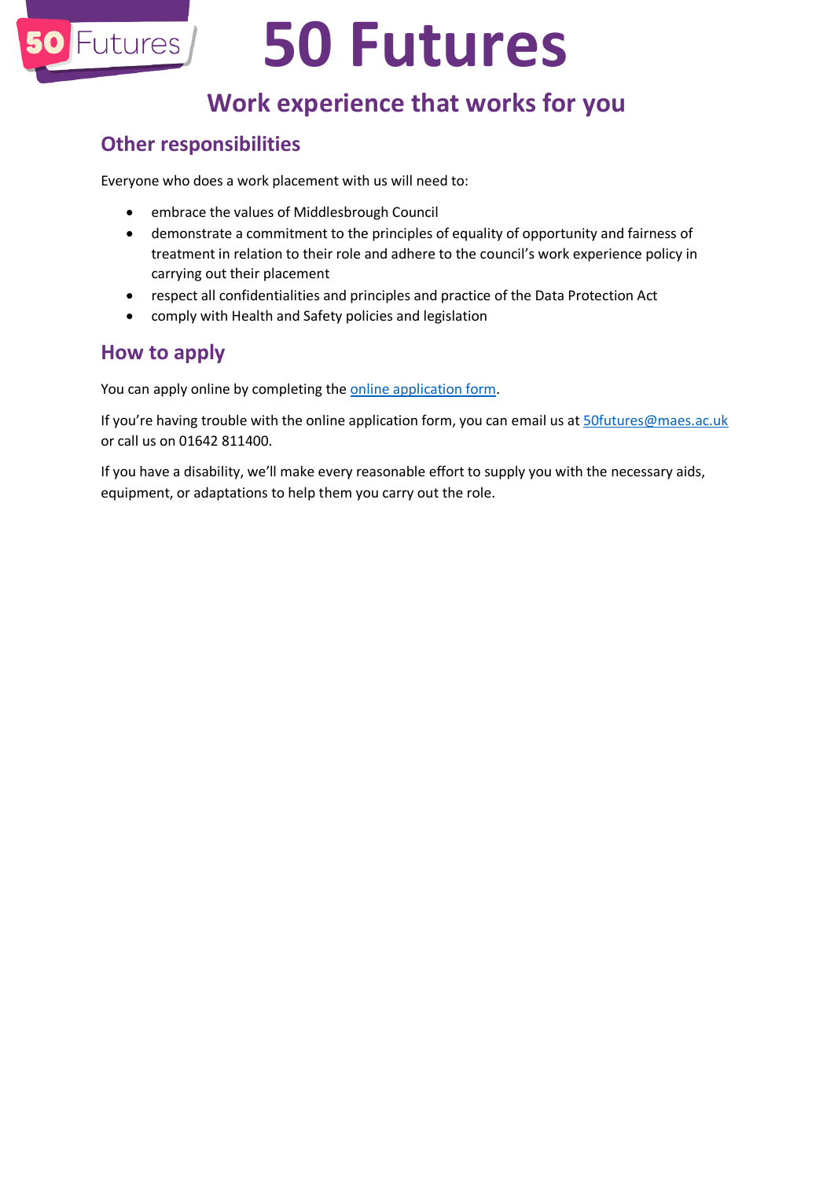# 50 Futures

## Work experience that works for you

### Other responsibilities

Everyone who does a work placement with us will need to:

- embrace the values of Middlesbrough Council
- demonstrate a commitment to the principles of equality of opportunity and fairness of treatment in relation to their role and adhere to the council's work experience policy in carrying out their placement
- respect all confidentialities and principles and practice of the Data Protection Act
- comply with Health and Safety policies and legislation

### How to apply

You can apply online by completing the online application form.

If you're having trouble with the online application form, you can email us at 50futures@maes.ac.uk or call us on 01642 811400.

If you have a disability, we'll make every reasonable effort to supply you with the necessary aids, equipment, or adaptations to help them you carry out the role.